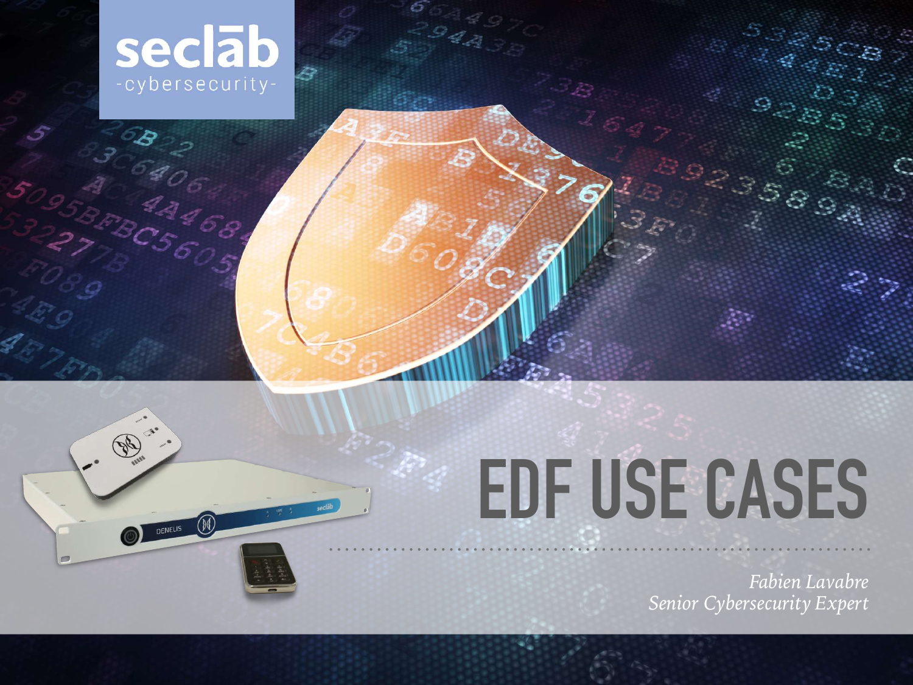seclāb

-cybersecurity-

# EDF USE CASES

*Fabien Lavabre*
*Senior Cybersecurity Expert*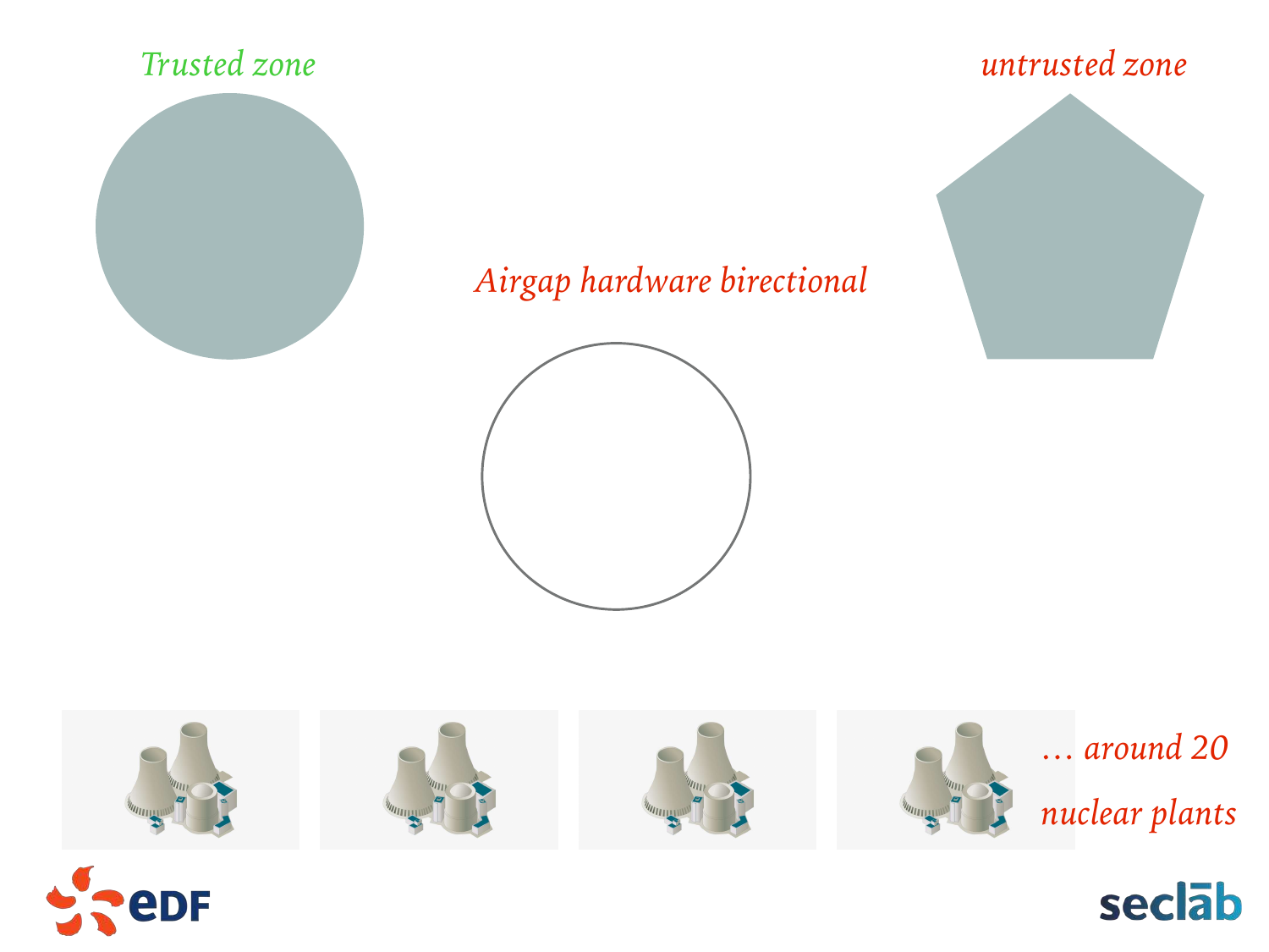*Trusted zone*

*untrusted zone*

*Airgap hardware birectional*

*… around 20 nuclear plants*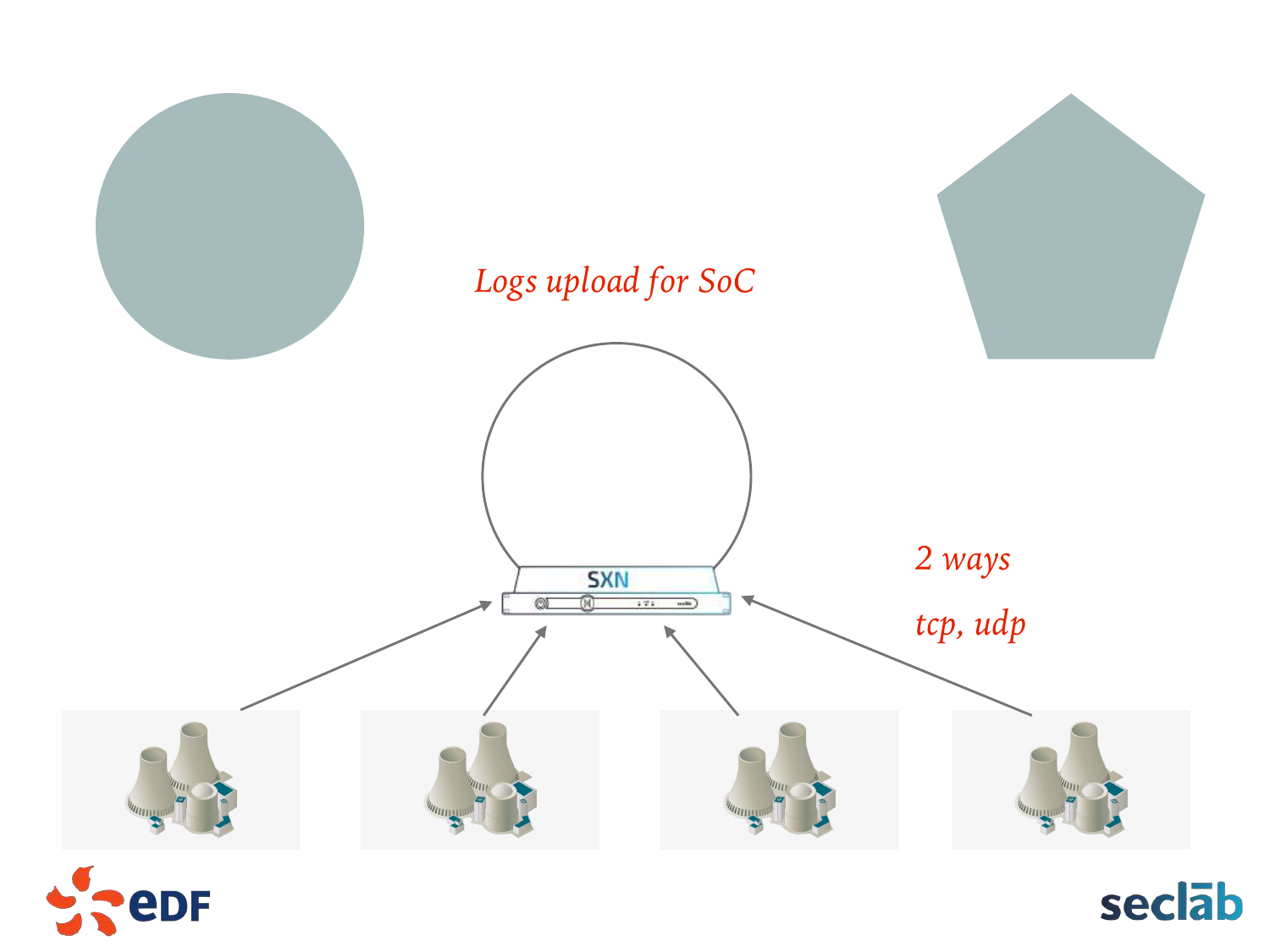*Logs upload for SoC*

SXN

*2 ways*

*tcp, udp*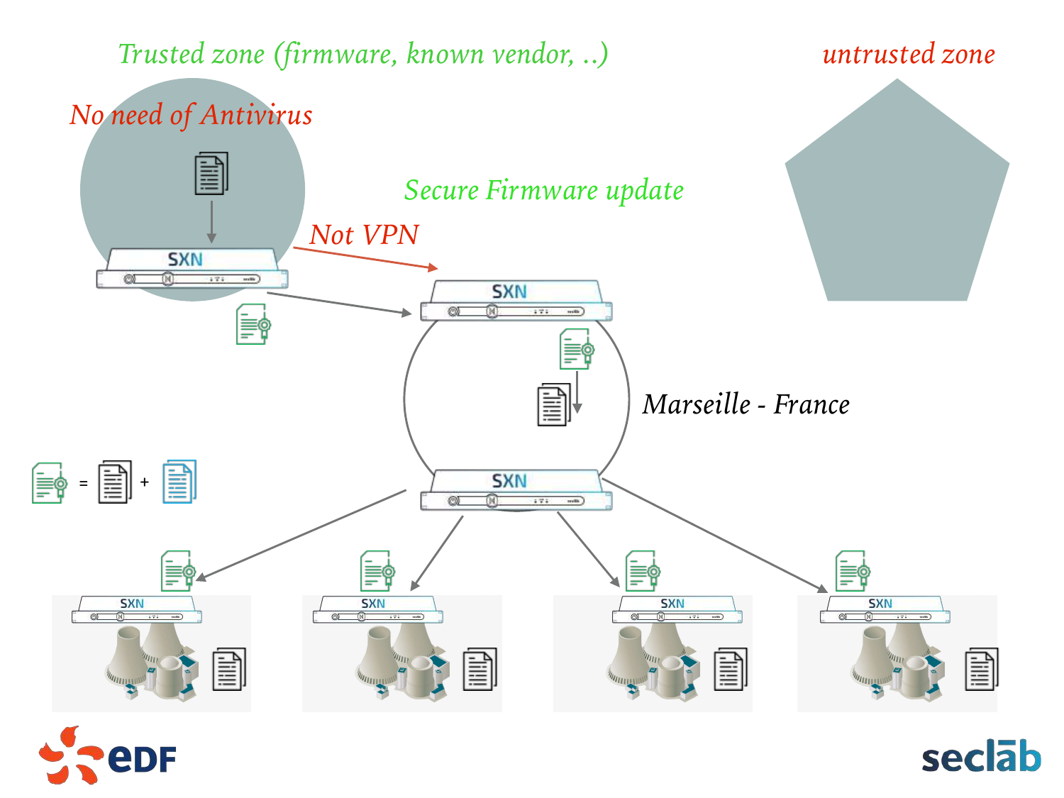Trusted zone (firmware, known vendor, ..)

untrusted zone

No need of Antivirus

Secure Firmware update

Not VPN

SXN

SXN

Marseille - France

SXN

= +

SXN SXN SXN SXN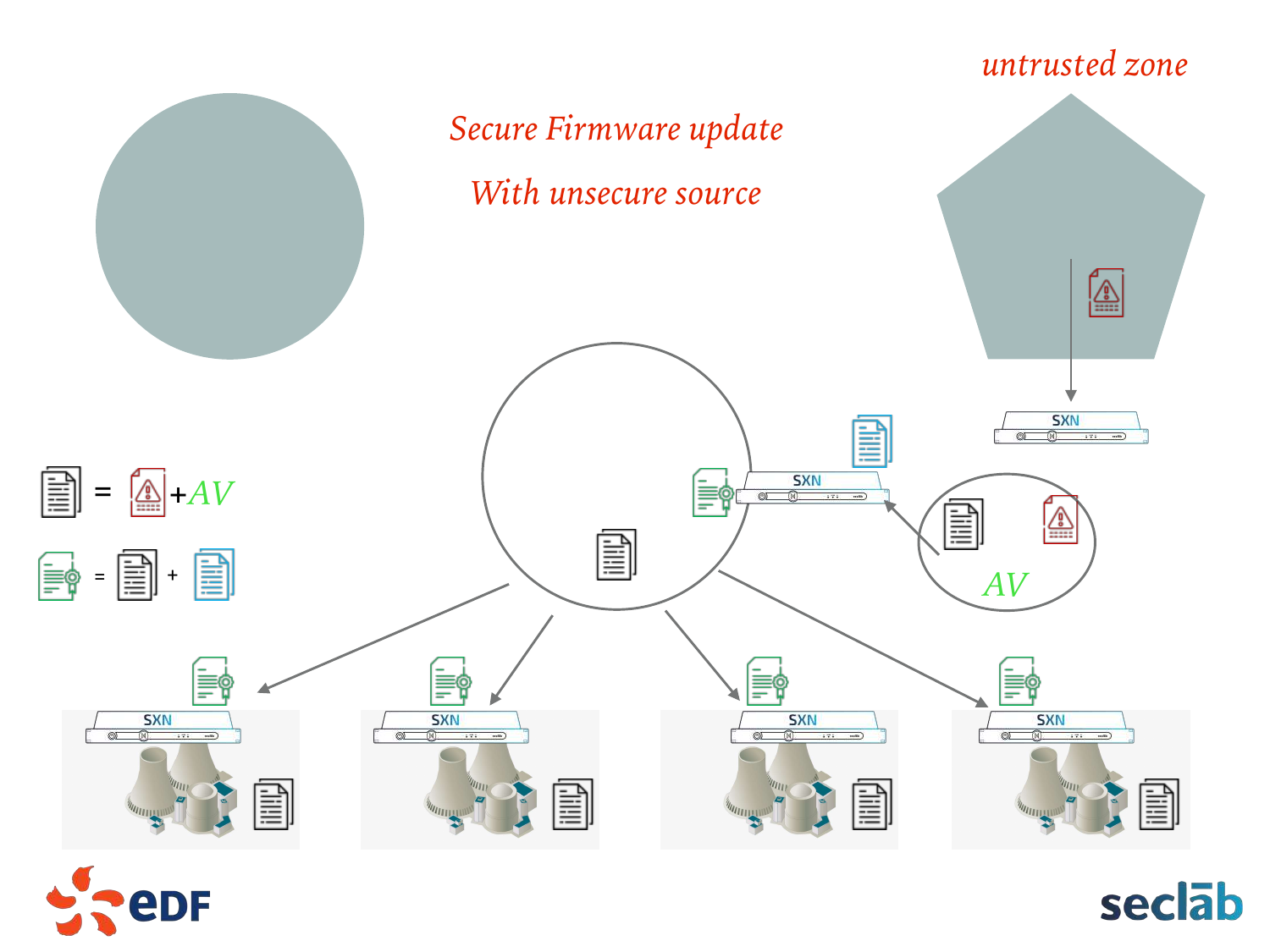# Secure Firmware update

## With unsecure source

untrusted zone

= +AV

= +

AV

SXN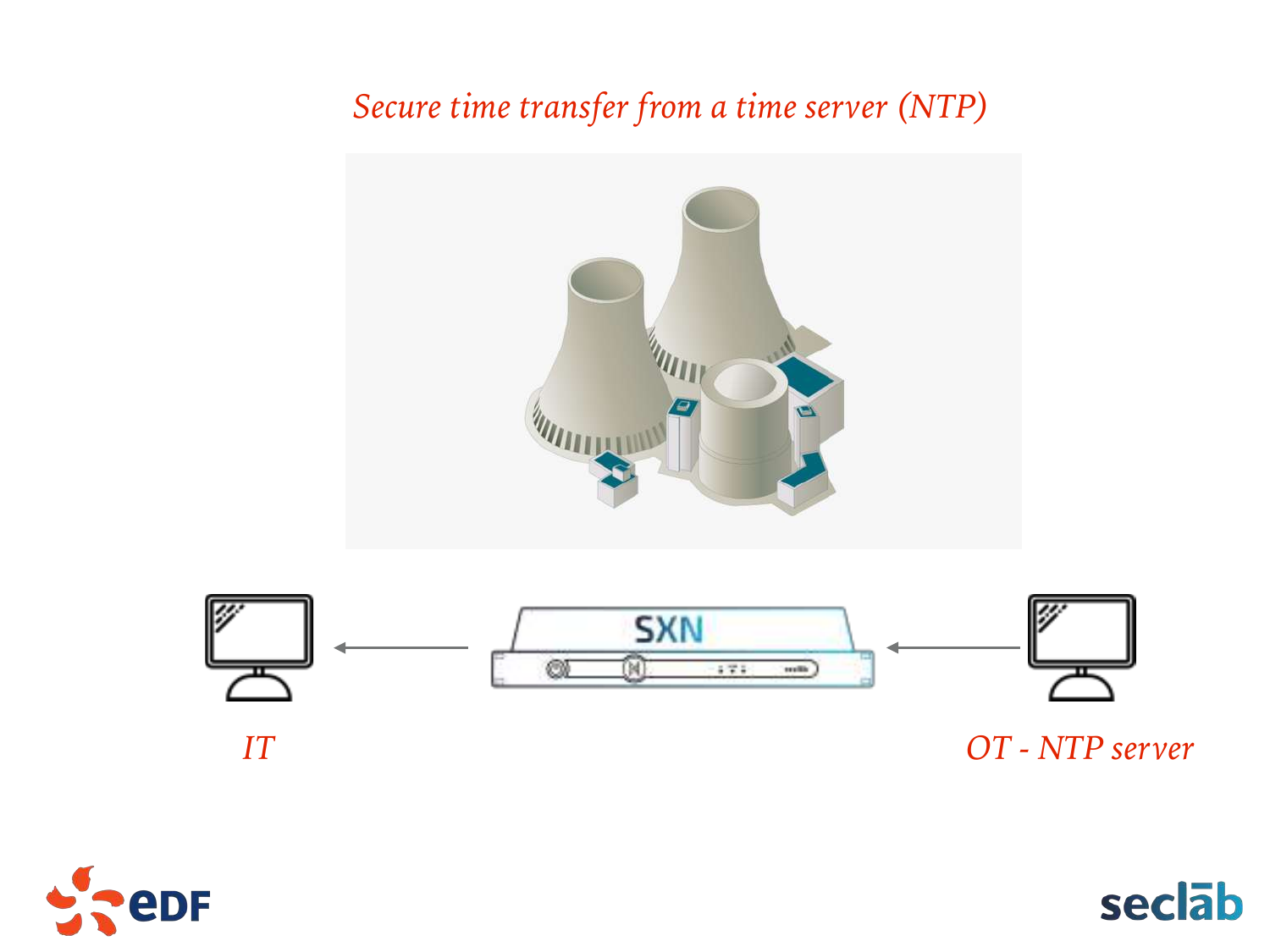*Secure time transfer from a time server (NTP)*

*IT*

*OT - NTP server*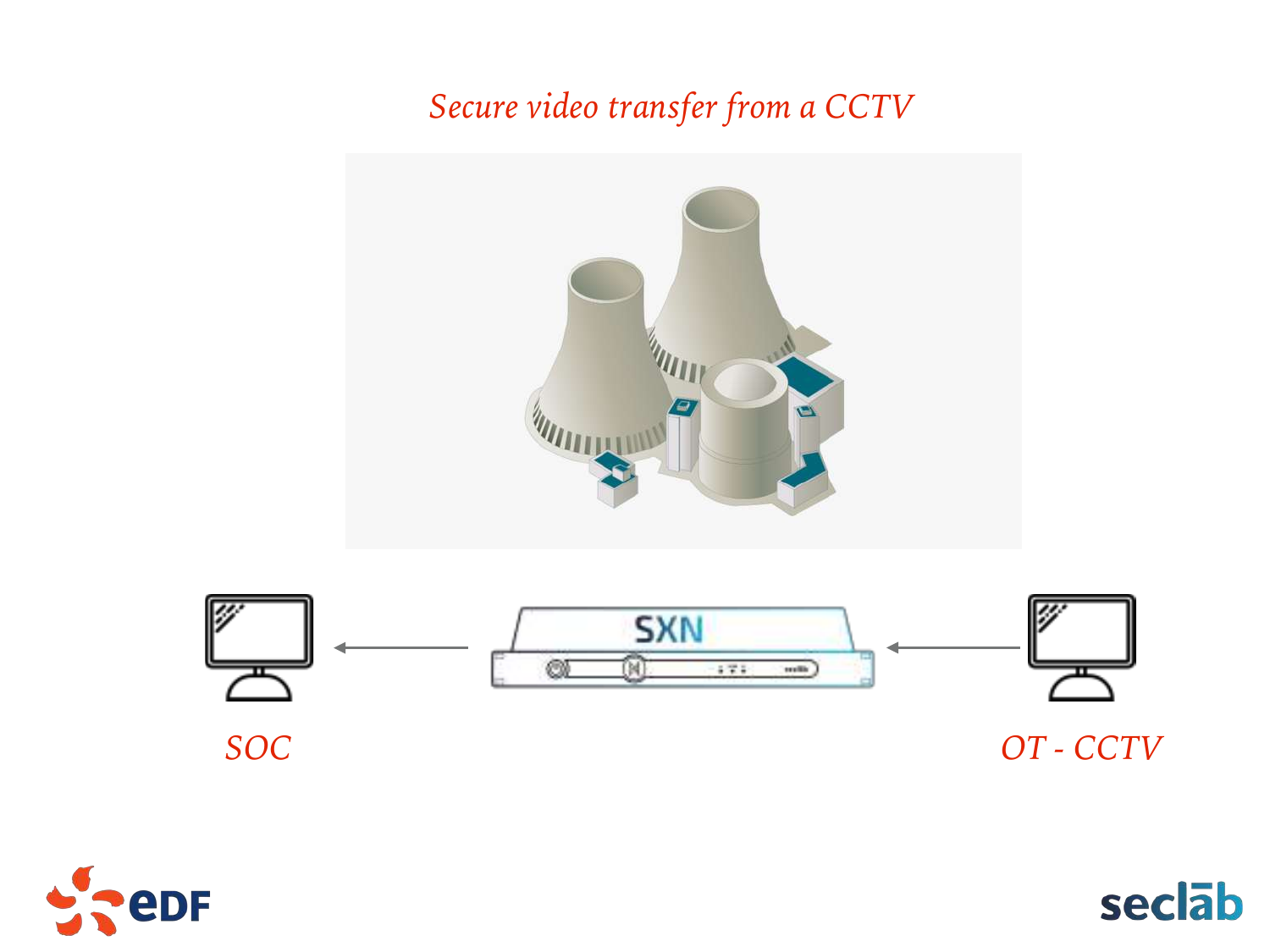*Secure video transfer from a CCTV*

SOC

SXN

OT - CCTV

eDF

seclab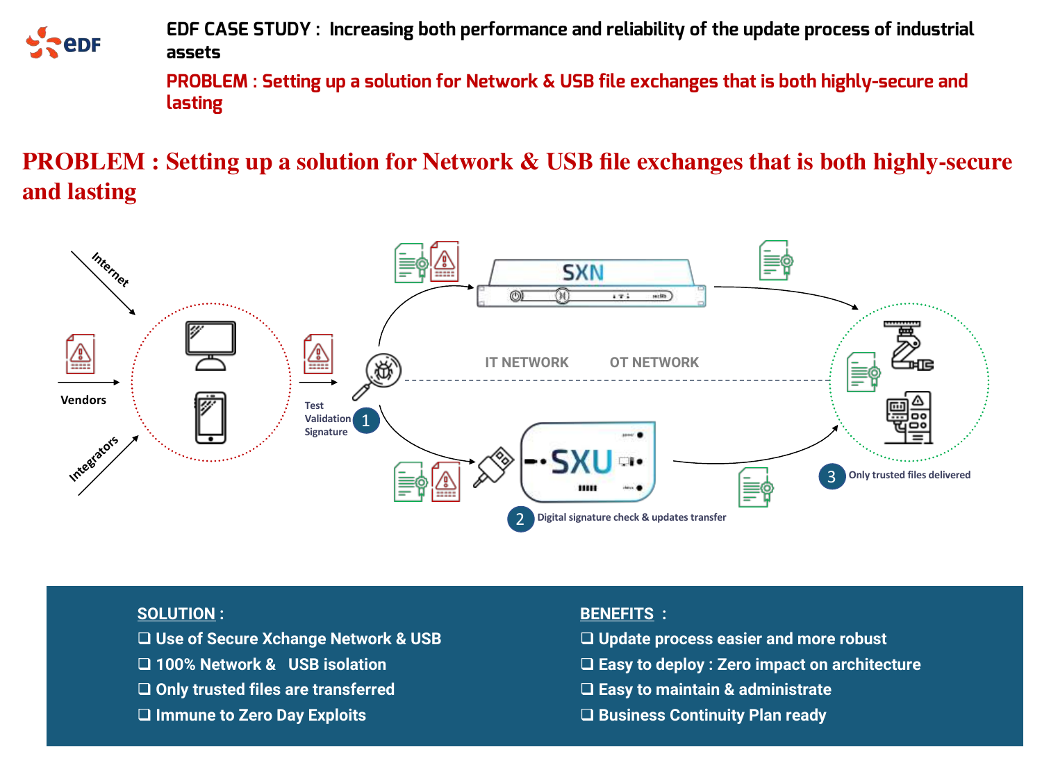# EDF CASE STUDY : Increasing both performance and reliability of the update process of industrial assets

**PROBLEM : Setting up a solution for Network & USB file exchanges that is both highly-secure and lasting**

## PROBLEM : Setting up a solution for Network & USB file exchanges that is both highly-secure and lasting

Internet

Vendors

Integrators

Test Validation Signature 1

SXN

IT NETWORK

OT NETWORK

SXU

2 Digital signature check & updates transfer

3 Only trusted files delivered

**SOLUTION :**

- Use of Secure Xchange Network & USB
- 100% Network & USB isolation
- Only trusted files are transferred
- Immune to Zero Day Exploits

**BENEFITS :**

- Update process easier and more robust
- Easy to deploy : Zero impact on architecture
- Easy to maintain & administrate
- Business Continuity Plan ready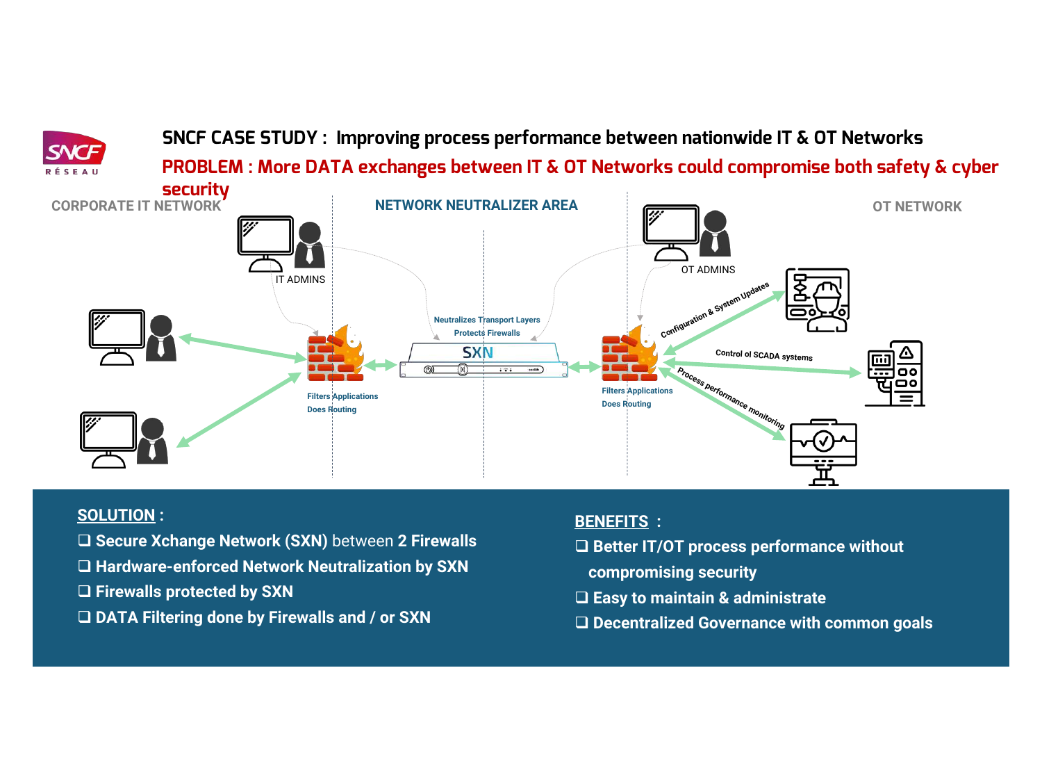# SNCF CASE STUDY : Improving process performance between nationwide IT & OT Networks

**PROBLEM : More DATA exchanges between IT & OT Networks could compromise both safety & cyber security**

CORPORATE IT NETWORK

NETWORK NEUTRALIZER AREA

OT NETWORK

IT ADMINS

OT ADMINS

Neutralizes Transport Layers
Protects Firewalls

SXN

Filters Applications
Does Routing

Filters Applications
Does Routing

Configuration & System Updates

Control ol SCADA systems

Process performance monitoring

**SOLUTION :**

- **Secure Xchange Network (SXN)** between **2 Firewalls**
- **Hardware-enforced Network Neutralization by SXN**
- **Firewalls protected by SXN**
- **DATA Filtering done by Firewalls and / or SXN**

**BENEFITS :**

- **Better IT/OT process performance without compromising security**
- **Easy to maintain & administrate**
- **Decentralized Governance with common goals**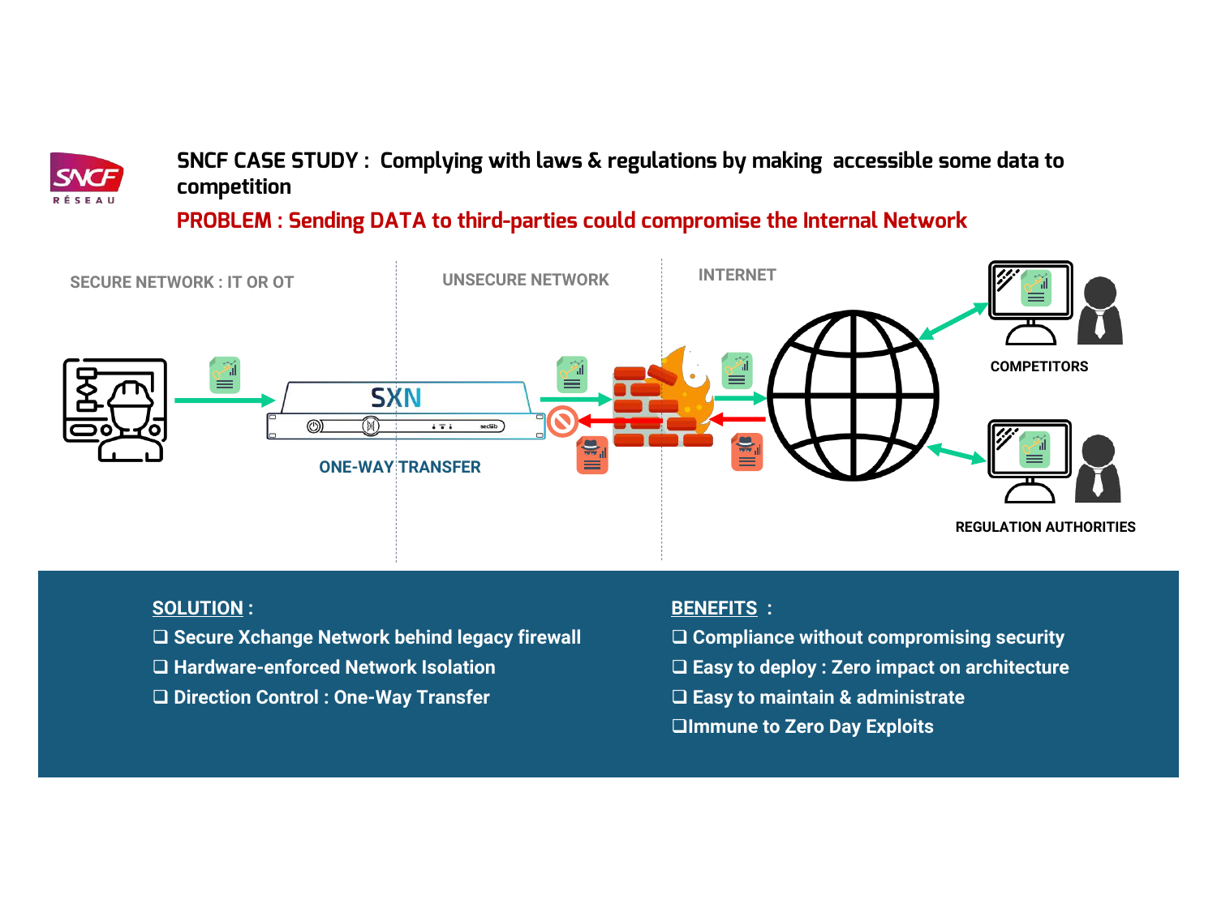# SNCF CASE STUDY : Complying with laws & regulations by making accessible some data to competition

**PROBLEM : Sending DATA to third-parties could compromise the Internal Network**

SECURE NETWORK : IT OR OT

UNSECURE NETWORK

INTERNET

SXN

ONE-WAY TRANSFER

COMPETITORS

REGULATION AUTHORITIES

**SOLUTION :**

- ❑ Secure Xchange Network behind legacy firewall
- ❑ Hardware-enforced Network Isolation
- ❑ Direction Control : One-Way Transfer

**BENEFITS :**

- ❑ Compliance without compromising security
- ❑ Easy to deploy : Zero impact on architecture
- ❑ Easy to maintain & administrate
- ❑ Immune to Zero Day Exploits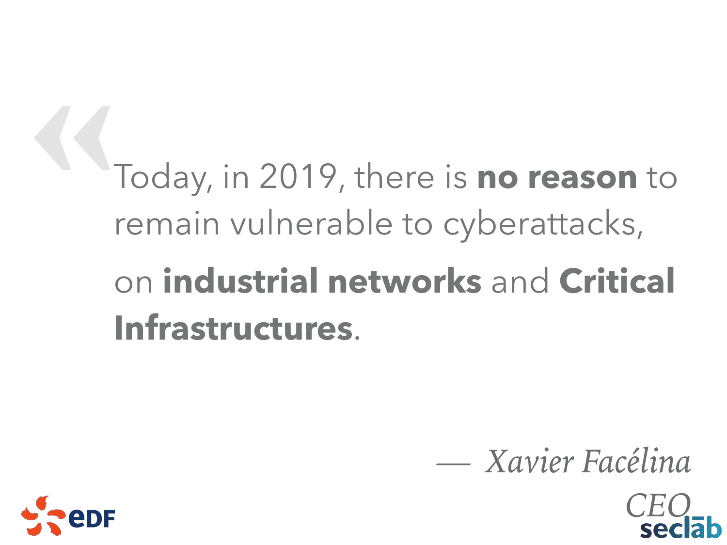«Today, in 2019, there is **no reason** to remain vulnerable to cyberattacks, on **industrial networks** and **Critical Infrastructures**.

— *Xavier Facélina*
*CEO*

eDF

seclab